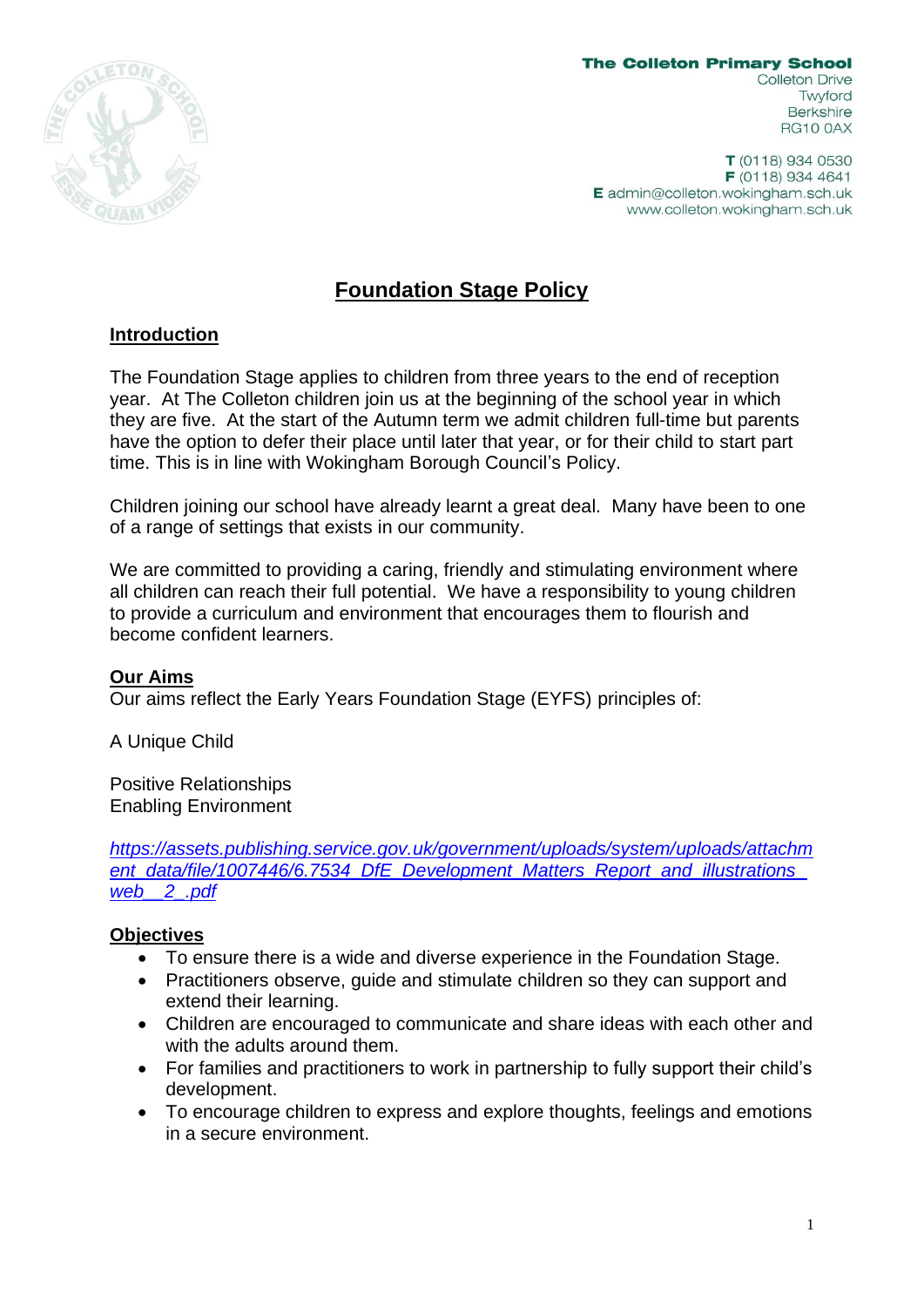**The Colleton Primary School**
Colleton Drive
Twyford
Berkshire
RG10 0AX

**T** (0118) 934 0530
**F** (0118) 934 4641
**E** admin@colleton.wokingham.sch.uk
www.colleton.wokingham.sch.uk

# Foundation Stage Policy

## Introduction

The Foundation Stage applies to children from three years to the end of reception year. At The Colleton children join us at the beginning of the school year in which they are five. At the start of the Autumn term we admit children full-time but parents have the option to defer their place until later that year, or for their child to start part time. This is in line with Wokingham Borough Council's Policy.

Children joining our school have already learnt a great deal. Many have been to one of a range of settings that exists in our community.

We are committed to providing a caring, friendly and stimulating environment where all children can reach their full potential. We have a responsibility to young children to provide a curriculum and environment that encourages them to flourish and become confident learners.

## Our Aims

Our aims reflect the Early Years Foundation Stage (EYFS) principles of:

A Unique Child

Positive Relationships
Enabling Environment

*https://assets.publishing.service.gov.uk/government/uploads/system/uploads/attachment_data/file/1007446/6.7534_DfE_Development_Matters_Report_and_illustrations_web__2_.pdf*

## Objectives

- To ensure there is a wide and diverse experience in the Foundation Stage.
- Practitioners observe, guide and stimulate children so they can support and extend their learning.
- Children are encouraged to communicate and share ideas with each other and with the adults around them.
- For families and practitioners to work in partnership to fully support their child's development.
- To encourage children to express and explore thoughts, feelings and emotions in a secure environment.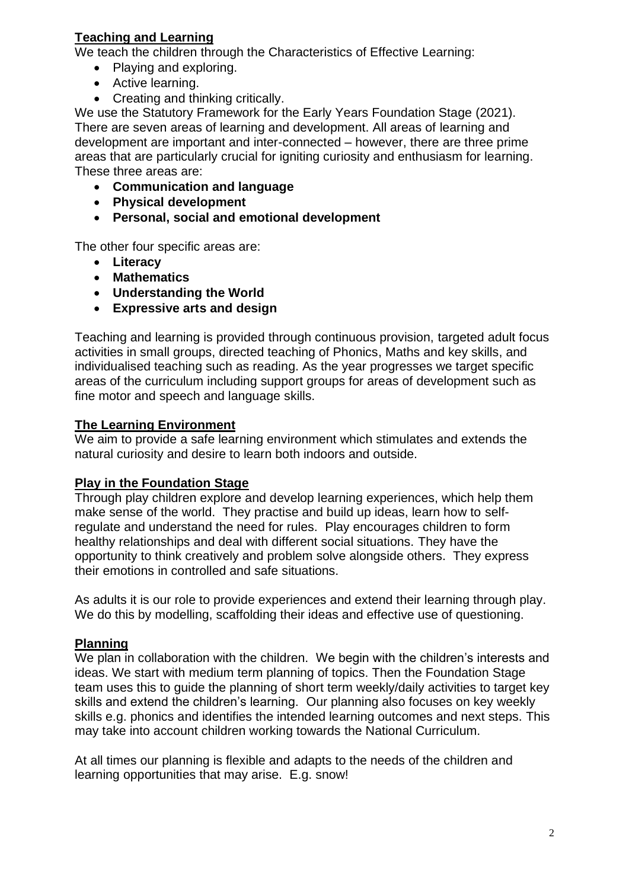## Teaching and Learning

We teach the children through the Characteristics of Effective Learning:

- Playing and exploring.
- Active learning.
- Creating and thinking critically.

We use the Statutory Framework for the Early Years Foundation Stage (2021). There are seven areas of learning and development. All areas of learning and development are important and inter-connected – however, there are three prime areas that are particularly crucial for igniting curiosity and enthusiasm for learning. These three areas are:

- **Communication and language**
- **Physical development**
- **Personal, social and emotional development**

The other four specific areas are:

- **Literacy**
- **Mathematics**
- **Understanding the World**
- **Expressive arts and design**

Teaching and learning is provided through continuous provision, targeted adult focus activities in small groups, directed teaching of Phonics, Maths and key skills, and individualised teaching such as reading. As the year progresses we target specific areas of the curriculum including support groups for areas of development such as fine motor and speech and language skills.

## The Learning Environment

We aim to provide a safe learning environment which stimulates and extends the natural curiosity and desire to learn both indoors and outside.

## Play in the Foundation Stage

Through play children explore and develop learning experiences, which help them make sense of the world. They practise and build up ideas, learn how to self-regulate and understand the need for rules. Play encourages children to form healthy relationships and deal with different social situations. They have the opportunity to think creatively and problem solve alongside others. They express their emotions in controlled and safe situations.

As adults it is our role to provide experiences and extend their learning through play. We do this by modelling, scaffolding their ideas and effective use of questioning.

## Planning

We plan in collaboration with the children. We begin with the children's interests and ideas. We start with medium term planning of topics. Then the Foundation Stage team uses this to guide the planning of short term weekly/daily activities to target key skills and extend the children's learning. Our planning also focuses on key weekly skills e.g. phonics and identifies the intended learning outcomes and next steps. This may take into account children working towards the National Curriculum.

At all times our planning is flexible and adapts to the needs of the children and learning opportunities that may arise. E.g. snow!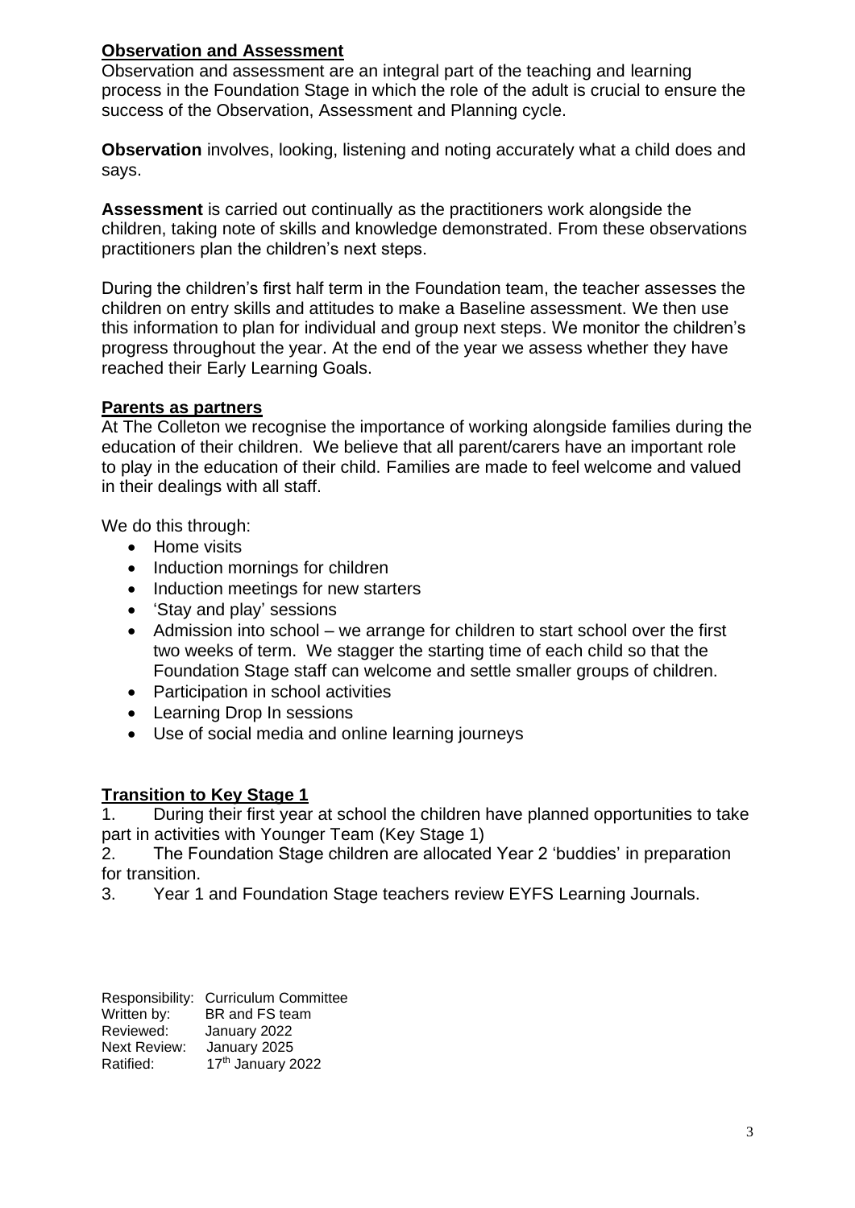## Observation and Assessment

Observation and assessment are an integral part of the teaching and learning process in the Foundation Stage in which the role of the adult is crucial to ensure the success of the Observation, Assessment and Planning cycle.

**Observation** involves, looking, listening and noting accurately what a child does and says.

**Assessment** is carried out continually as the practitioners work alongside the children, taking note of skills and knowledge demonstrated. From these observations practitioners plan the children's next steps.

During the children's first half term in the Foundation team, the teacher assesses the children on entry skills and attitudes to make a Baseline assessment. We then use this information to plan for individual and group next steps. We monitor the children's progress throughout the year. At the end of the year we assess whether they have reached their Early Learning Goals.

## Parents as partners

At The Colleton we recognise the importance of working alongside families during the education of their children. We believe that all parent/carers have an important role to play in the education of their child. Families are made to feel welcome and valued in their dealings with all staff.

We do this through:

- Home visits
- Induction mornings for children
- Induction meetings for new starters
- 'Stay and play' sessions
- Admission into school – we arrange for children to start school over the first two weeks of term. We stagger the starting time of each child so that the Foundation Stage staff can welcome and settle smaller groups of children.
- Participation in school activities
- Learning Drop In sessions
- Use of social media and online learning journeys

## Transition to Key Stage 1

1. During their first year at school the children have planned opportunities to take part in activities with Younger Team (Key Stage 1)
2. The Foundation Stage children are allocated Year 2 'buddies' in preparation for transition.
3. Year 1 and Foundation Stage teachers review EYFS Learning Journals.

| | |
|---|---|
| Responsibility: | Curriculum Committee |
| Written by: | BR and FS team |
| Reviewed: | January 2022 |
| Next Review: | January 2025 |
| Ratified: | 17th January 2022 |